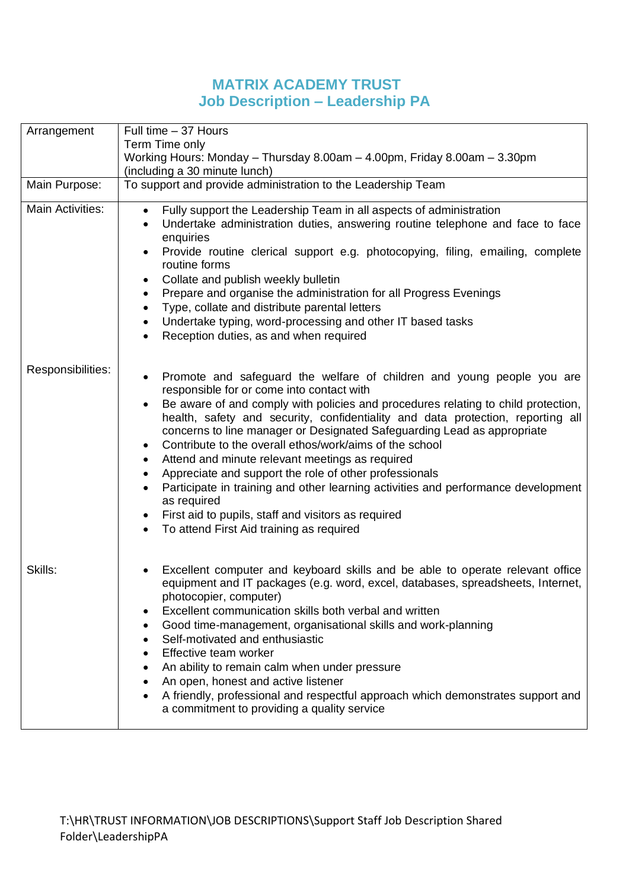# MATRIX ACADEMY TRUST
## Job Description – Leadership PA

| | |
|---|---|
| Arrangement | Full time – 37 Hours<br>Term Time only<br>Working Hours: Monday – Thursday 8.00am – 4.00pm, Friday 8.00am – 3.30pm (including a 30 minute lunch) |
| Main Purpose: | To support and provide administration to the Leadership Team |
| Main Activities: | • Fully support the Leadership Team in all aspects of administration<br>• Undertake administration duties, answering routine telephone and face to face enquiries<br>• Provide routine clerical support e.g. photocopying, filing, emailing, complete routine forms<br>• Collate and publish weekly bulletin<br>• Prepare and organise the administration for all Progress Evenings<br>• Type, collate and distribute parental letters<br>• Undertake typing, word-processing and other IT based tasks<br>• Reception duties, as and when required |
| Responsibilities: | • Promote and safeguard the welfare of children and young people you are responsible for or come into contact with<br>• Be aware of and comply with policies and procedures relating to child protection, health, safety and security, confidentiality and data protection, reporting all concerns to line manager or Designated Safeguarding Lead as appropriate<br>• Contribute to the overall ethos/work/aims of the school<br>• Attend and minute relevant meetings as required<br>• Appreciate and support the role of other professionals<br>• Participate in training and other learning activities and performance development as required<br>• First aid to pupils, staff and visitors as required<br>• To attend First Aid training as required |
| Skills: | • Excellent computer and keyboard skills and be able to operate relevant office equipment and IT packages (e.g. word, excel, databases, spreadsheets, Internet, photocopier, computer)<br>• Excellent communication skills both verbal and written<br>• Good time-management, organisational skills and work-planning<br>• Self-motivated and enthusiastic<br>• Effective team worker<br>• An ability to remain calm when under pressure<br>• An open, honest and active listener<br>• A friendly, professional and respectful approach which demonstrates support and a commitment to providing a quality service |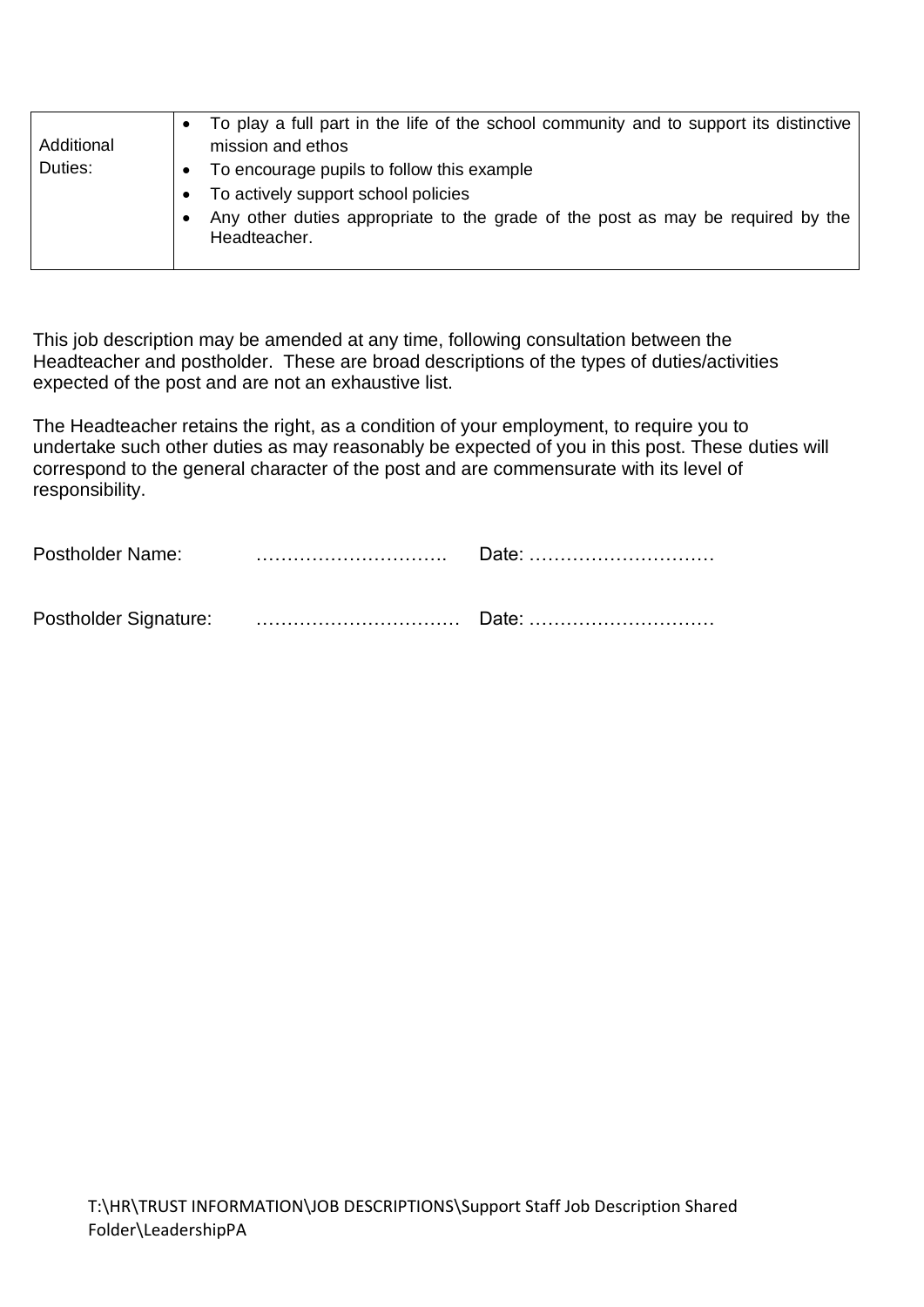| | |
|---|---|
| Additional Duties: | • To play a full part in the life of the school community and to support its distinctive mission and ethos<br>• To encourage pupils to follow this example<br>• To actively support school policies<br>• Any other duties appropriate to the grade of the post as may be required by the Headteacher. |

This job description may be amended at any time, following consultation between the Headteacher and postholder. These are broad descriptions of the types of duties/activities expected of the post and are not an exhaustive list.

The Headteacher retains the right, as a condition of your employment, to require you to undertake such other duties as may reasonably be expected of you in this post. These duties will correspond to the general character of the post and are commensurate with its level of responsibility.

Postholder Name: …………………………. Date: …………………………

Postholder Signature: …………………………… Date: …………………………